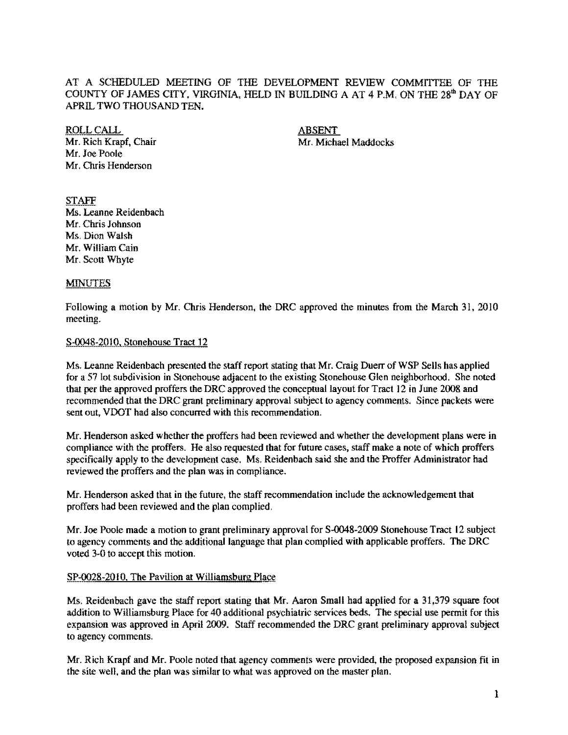AT A SCHEDULED MEETING OF THE DEVELOPMENT REVIEW COMMITTEE OF THE COUNTY OF JAMES CITY, VIRGINIA, HELD IN BUILDING A AT 4 P.M. ON THE 28th DAY OF APRIL TWO THOUSAND TEN.

ROLL CALL
Mr. Rich Krapf, Chair
Mr. Joe Poole
Mr. Chris Henderson

ABSENT
Mr. Michael Maddocks

STAFF
Ms. Leanne Reidenbach
Mr. Chris Johnson
Ms. Dion Walsh
Mr. William Cain
Mr. Scott Whyte

MINUTES

Following a motion by Mr. Chris Henderson, the DRC approved the minutes from the March 31, 2010 meeting.

S-0048-2010, Stonehouse Tract 12

Ms. Leanne Reidenbach presented the staff report stating that Mr. Craig Duerr of WSP Sells has applied for a 57 lot subdivision in Stonehouse adjacent to the existing Stonehouse Glen neighborhood. She noted that per the approved proffers the DRC approved the conceptual layout for Tract 12 in June 2008 and recommended that the DRC grant preliminary approval subject to agency comments. Since packets were sent out, VDOT had also concurred with this recommendation.

Mr. Henderson asked whether the proffers had been reviewed and whether the development plans were in compliance with the proffers. He also requested that for future cases, staff make a note of which proffers specifically apply to the development case. Ms. Reidenbach said she and the Proffer Administrator had reviewed the proffers and the plan was in compliance.

Mr. Henderson asked that in the future, the staff recommendation include the acknowledgement that proffers had been reviewed and the plan complied.

Mr. Joe Poole made a motion to grant preliminary approval for S-0048-2009 Stonehouse Tract 12 subject to agency comments and the additional language that plan complied with applicable proffers. The DRC voted 3-0 to accept this motion.

SP-0028-2010, The Pavilion at Williamsburg Place

Ms. Reidenbach gave the staff report stating that Mr. Aaron Small had applied for a 31,379 square foot addition to Williamsburg Place for 40 additional psychiatric services beds. The special use permit for this expansion was approved in April 2009. Staff recommended the DRC grant preliminary approval subject to agency comments.

Mr. Rich Krapf and Mr. Poole noted that agency comments were provided, the proposed expansion fit in the site well, and the plan was similar to what was approved on the master plan.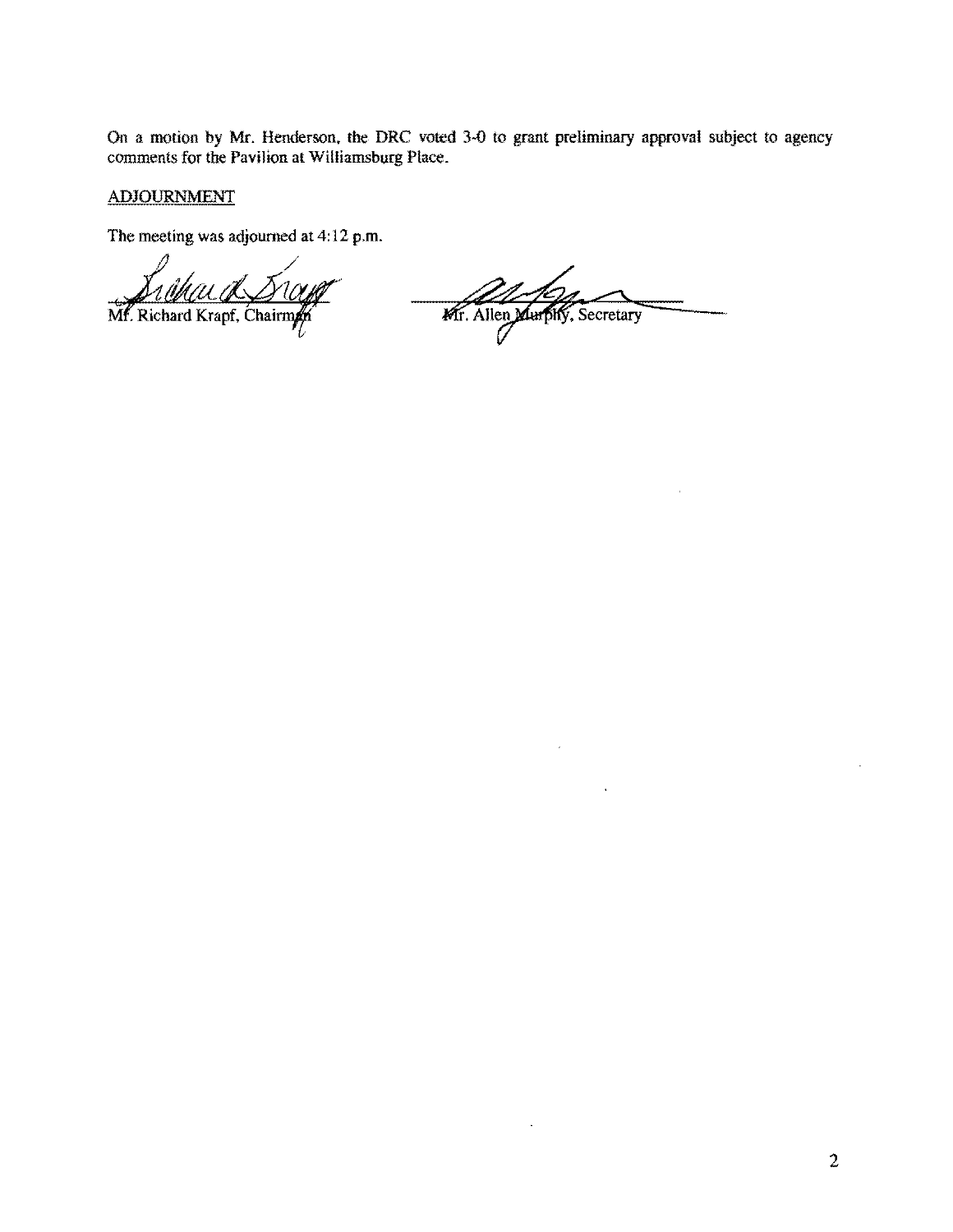On a motion by Mr. Henderson, the DRC voted 3-0 to grant preliminary approval subject to agency comments for the Pavilion at Williamsburg Place.

ADJOURNMENT

The meeting was adjourned at 4:12 p.m.

Mr. Richard Krapf, Chairman

Mr. Allen Murphy, Secretary